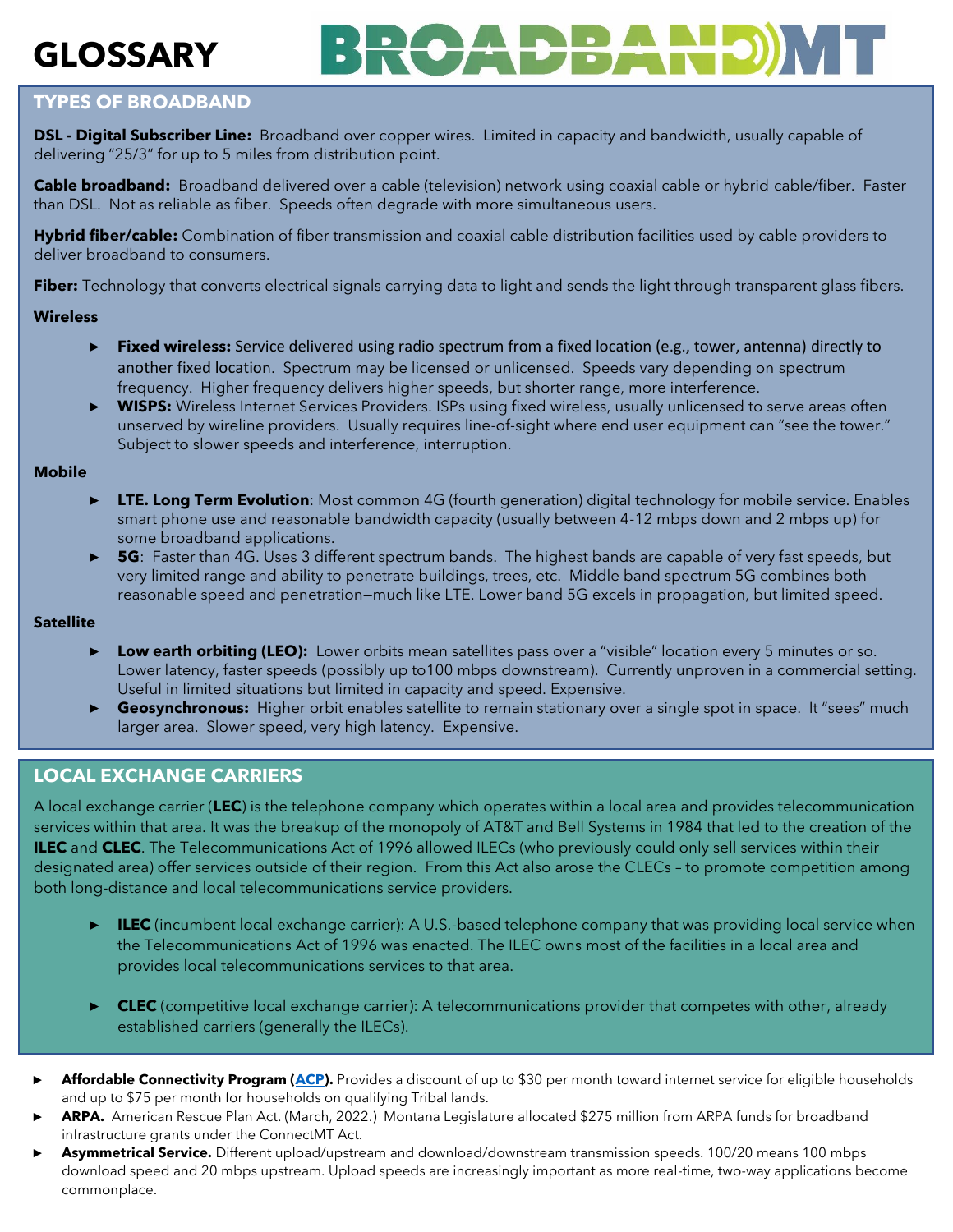# GLOSSARY

BROADBAND MT

## TYPES OF BROADBAND

**DSL - Digital Subscriber Line:** Broadband over copper wires. Limited in capacity and bandwidth, usually capable of delivering "25/3" for up to 5 miles from distribution point.

**Cable broadband:** Broadband delivered over a cable (television) network using coaxial cable or hybrid cable/fiber. Faster than DSL. Not as reliable as fiber. Speeds often degrade with more simultaneous users.

**Hybrid fiber/cable:** Combination of fiber transmission and coaxial cable distribution facilities used by cable providers to deliver broadband to consumers.

**Fiber:** Technology that converts electrical signals carrying data to light and sends the light through transparent glass fibers.

**Wireless**

- **Fixed wireless:** Service delivered using radio spectrum from a fixed location (e.g., tower, antenna) directly to another fixed location. Spectrum may be licensed or unlicensed. Speeds vary depending on spectrum frequency. Higher frequency delivers higher speeds, but shorter range, more interference.
- **WISPS:** Wireless Internet Services Providers. ISPs using fixed wireless, usually unlicensed to serve areas often unserved by wireline providers. Usually requires line-of-sight where end user equipment can "see the tower." Subject to slower speeds and interference, interruption.

**Mobile**

- **LTE. Long Term Evolution**: Most common 4G (fourth generation) digital technology for mobile service. Enables smart phone use and reasonable bandwidth capacity (usually between 4-12 mbps down and 2 mbps up) for some broadband applications.
- **5G**: Faster than 4G. Uses 3 different spectrum bands. The highest bands are capable of very fast speeds, but very limited range and ability to penetrate buildings, trees, etc. Middle band spectrum 5G combines both reasonable speed and penetration—much like LTE. Lower band 5G excels in propagation, but limited speed.

**Satellite**

- **Low earth orbiting (LEO):** Lower orbits mean satellites pass over a "visible" location every 5 minutes or so. Lower latency, faster speeds (possibly up to100 mbps downstream). Currently unproven in a commercial setting. Useful in limited situations but limited in capacity and speed. Expensive.
- **Geosynchronous:** Higher orbit enables satellite to remain stationary over a single spot in space. It "sees" much larger area. Slower speed, very high latency. Expensive.

## LOCAL EXCHANGE CARRIERS

A local exchange carrier (**LEC**) is the telephone company which operates within a local area and provides telecommunication services within that area. It was the breakup of the monopoly of AT&T and Bell Systems in 1984 that led to the creation of the **ILEC** and **CLEC**. The Telecommunications Act of 1996 allowed ILECs (who previously could only sell services within their designated area) offer services outside of their region. From this Act also arose the CLECs – to promote competition among both long-distance and local telecommunications service providers.

- **ILEC** (incumbent local exchange carrier): A U.S.-based telephone company that was providing local service when the Telecommunications Act of 1996 was enacted. The ILEC owns most of the facilities in a local area and provides local telecommunications services to that area.
- **CLEC** (competitive local exchange carrier): A telecommunications provider that competes with other, already established carriers (generally the ILECs).

- **Affordable Connectivity Program (ACP).** Provides a discount of up to $30 per month toward internet service for eligible households and up to $75 per month for households on qualifying Tribal lands.
- **ARPA.** American Rescue Plan Act. (March, 2022.) Montana Legislature allocated $275 million from ARPA funds for broadband infrastructure grants under the ConnectMT Act.
- **Asymmetrical Service.** Different upload/upstream and download/downstream transmission speeds. 100/20 means 100 mbps download speed and 20 mbps upstream. Upload speeds are increasingly important as more real-time, two-way applications become commonplace.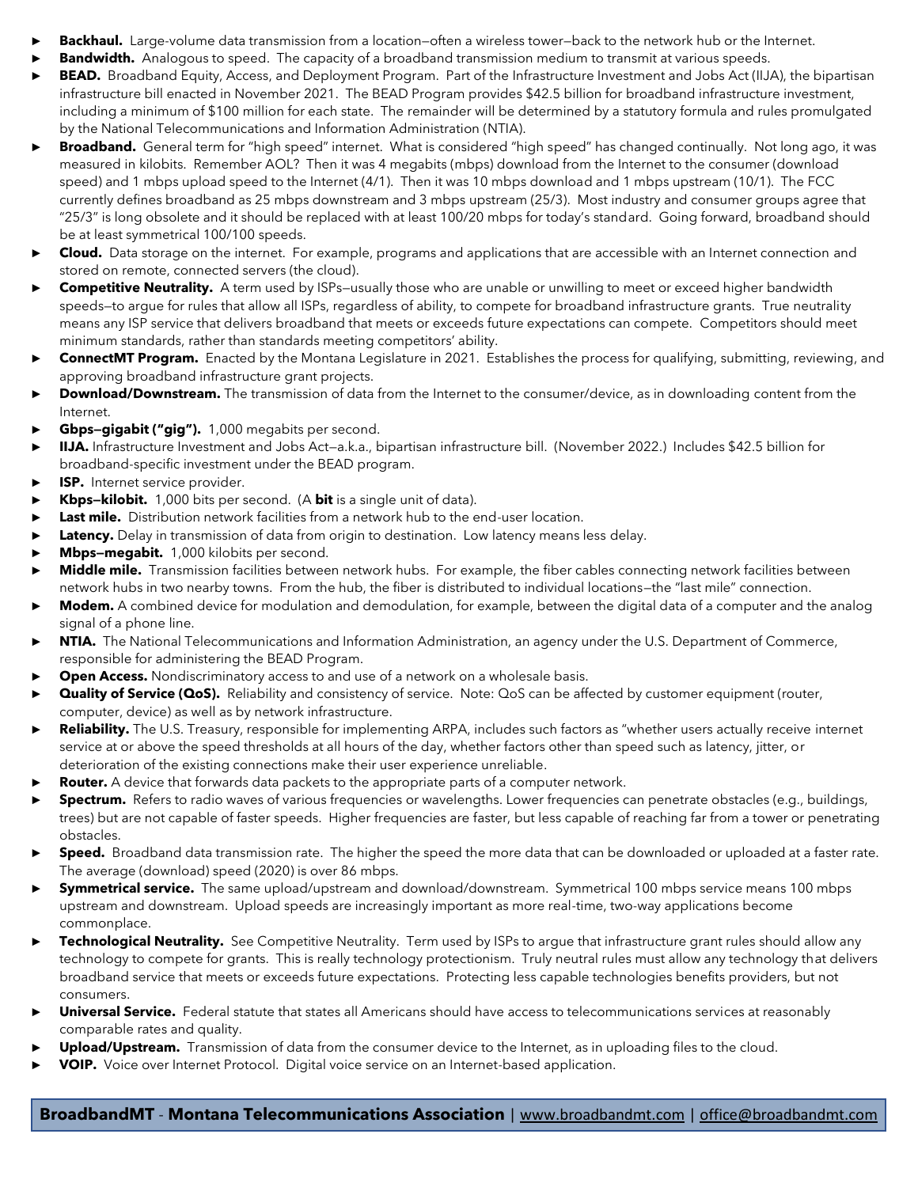- **Backhaul.** Large-volume data transmission from a location—often a wireless tower—back to the network hub or the Internet.
- **Bandwidth.** Analogous to speed. The capacity of a broadband transmission medium to transmit at various speeds.
- **BEAD.** Broadband Equity, Access, and Deployment Program. Part of the Infrastructure Investment and Jobs Act (IIJA), the bipartisan infrastructure bill enacted in November 2021. The BEAD Program provides $42.5 billion for broadband infrastructure investment, including a minimum of $100 million for each state. The remainder will be determined by a statutory formula and rules promulgated by the National Telecommunications and Information Administration (NTIA).
- **Broadband.** General term for "high speed" internet. What is considered "high speed" has changed continually. Not long ago, it was measured in kilobits. Remember AOL? Then it was 4 megabits (mbps) download from the Internet to the consumer (download speed) and 1 mbps upload speed to the Internet (4/1). Then it was 10 mbps download and 1 mbps upstream (10/1). The FCC currently defines broadband as 25 mbps downstream and 3 mbps upstream (25/3). Most industry and consumer groups agree that "25/3" is long obsolete and it should be replaced with at least 100/20 mbps for today's standard. Going forward, broadband should be at least symmetrical 100/100 speeds.
- **Cloud.** Data storage on the internet. For example, programs and applications that are accessible with an Internet connection and stored on remote, connected servers (the cloud).
- **Competitive Neutrality.** A term used by ISPs—usually those who are unable or unwilling to meet or exceed higher bandwidth speeds—to argue for rules that allow all ISPs, regardless of ability, to compete for broadband infrastructure grants. True neutrality means any ISP service that delivers broadband that meets or exceeds future expectations can compete. Competitors should meet minimum standards, rather than standards meeting competitors' ability.
- **ConnectMT Program.** Enacted by the Montana Legislature in 2021. Establishes the process for qualifying, submitting, reviewing, and approving broadband infrastructure grant projects.
- **Download/Downstream.** The transmission of data from the Internet to the consumer/device, as in downloading content from the Internet.
- **Gbps—gigabit ("gig").** 1,000 megabits per second.
- **IIJA.** Infrastructure Investment and Jobs Act—a.k.a., bipartisan infrastructure bill. (November 2022.) Includes $42.5 billion for broadband-specific investment under the BEAD program.
- **ISP.** Internet service provider.
- **Kbps—kilobit.** 1,000 bits per second. (A **bit** is a single unit of data).
- **Last mile.** Distribution network facilities from a network hub to the end-user location.
- **Latency.** Delay in transmission of data from origin to destination. Low latency means less delay.
- **Mbps—megabit.** 1,000 kilobits per second.
- **Middle mile.** Transmission facilities between network hubs. For example, the fiber cables connecting network facilities between network hubs in two nearby towns. From the hub, the fiber is distributed to individual locations—the "last mile" connection.
- **Modem.** A combined device for modulation and demodulation, for example, between the digital data of a computer and the analog signal of a phone line.
- **NTIA.** The National Telecommunications and Information Administration, an agency under the U.S. Department of Commerce, responsible for administering the BEAD Program.
- **Open Access.** Nondiscriminatory access to and use of a network on a wholesale basis.
- **Quality of Service (QoS).** Reliability and consistency of service. Note: QoS can be affected by customer equipment (router, computer, device) as well as by network infrastructure.
- **Reliability.** The U.S. Treasury, responsible for implementing ARPA, includes such factors as "whether users actually receive internet service at or above the speed thresholds at all hours of the day, whether factors other than speed such as latency, jitter, or deterioration of the existing connections make their user experience unreliable.
- **Router.** A device that forwards data packets to the appropriate parts of a computer network.
- **Spectrum.** Refers to radio waves of various frequencies or wavelengths. Lower frequencies can penetrate obstacles (e.g., buildings, trees) but are not capable of faster speeds. Higher frequencies are faster, but less capable of reaching far from a tower or penetrating obstacles.
- **Speed.** Broadband data transmission rate. The higher the speed the more data that can be downloaded or uploaded at a faster rate. The average (download) speed (2020) is over 86 mbps.
- **Symmetrical service.** The same upload/upstream and download/downstream. Symmetrical 100 mbps service means 100 mbps upstream and downstream. Upload speeds are increasingly important as more real-time, two-way applications become commonplace.
- **Technological Neutrality.** See Competitive Neutrality. Term used by ISPs to argue that infrastructure grant rules should allow any technology to compete for grants. This is really technology protectionism. Truly neutral rules must allow any technology that delivers broadband service that meets or exceeds future expectations. Protecting less capable technologies benefits providers, but not consumers.
- **Universal Service.** Federal statute that states all Americans should have access to telecommunications services at reasonably comparable rates and quality.
- **Upload/Upstream.** Transmission of data from the consumer device to the Internet, as in uploading files to the cloud.
- **VOIP.** Voice over Internet Protocol. Digital voice service on an Internet-based application.

**BroadbandMT - Montana Telecommunications Association** | www.broadbandmt.com | office@broadbandmt.com